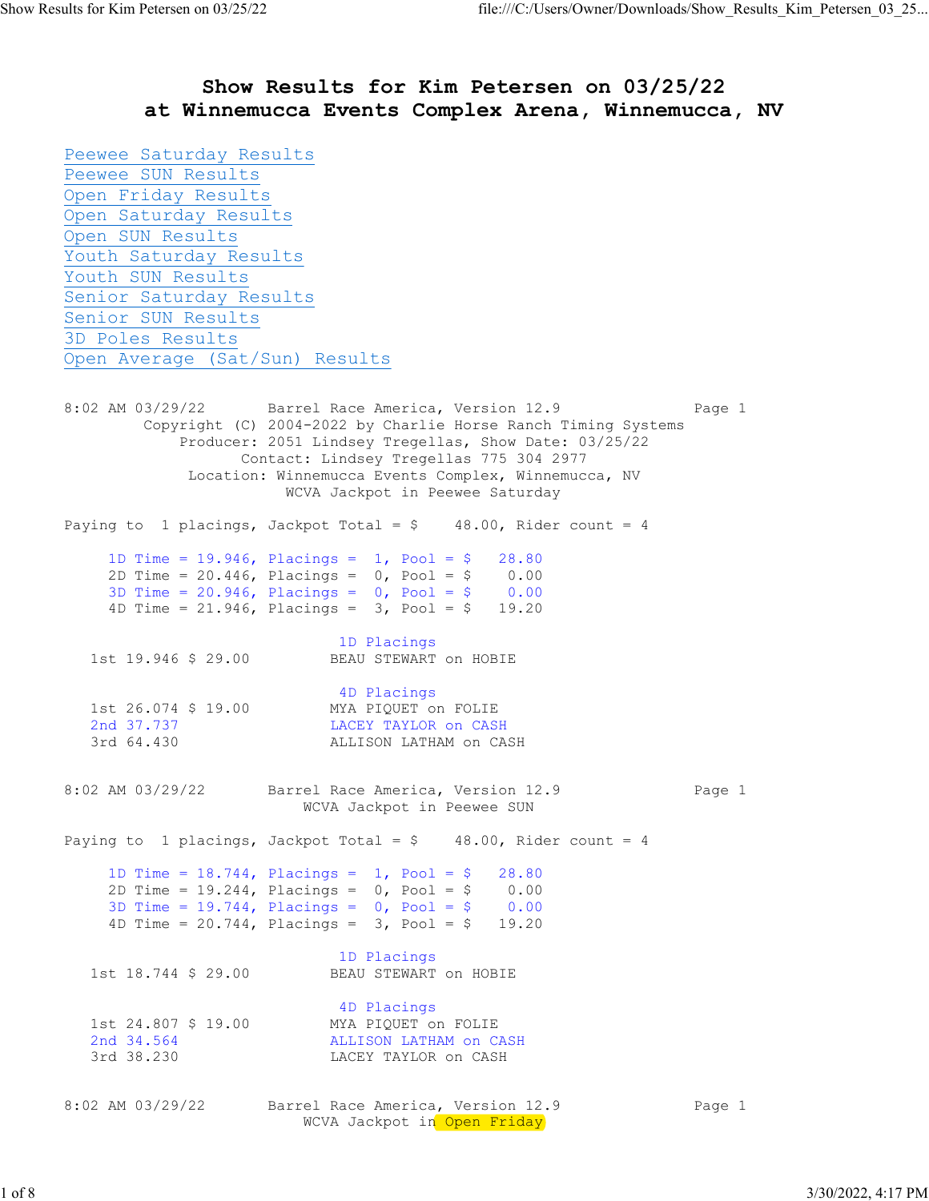# Show Results for Kim Petersen on 03/25/22
# at Winnemucca Events Complex Arena, Winnemucca, NV

- Peewee Saturday Results
- Peewee SUN Results
- Open Friday Results
- Open Saturday Results
- Open SUN Results
- Youth Saturday Results
- Youth SUN Results
- Senior Saturday Results
- Senior SUN Results
- 3D Poles Results
- Open Average (Sat/Sun) Results

```
8:02 AM 03/29/22       Barrel Race America, Version 12.9              Page 1
         Copyright (C) 2004-2022 by Charlie Horse Ranch Timing Systems
             Producer: 2051 Lindsey Tregellas, Show Date: 03/25/22
                    Contact: Lindsey Tregellas 775 304 2977
              Location: Winnemucca Events Complex, Winnemucca, NV
                         WCVA Jackpot in Peewee Saturday

Paying to  1 placings, Jackpot Total = $    48.00, Rider count = 4

     1D Time = 19.946, Placings =  1, Pool = $   28.80
     2D Time = 20.446, Placings =  0, Pool = $    0.00
     3D Time = 20.946, Placings =  0, Pool = $    0.00
     4D Time = 21.946, Placings =  3, Pool = $   19.20

                              1D Placings
   1st 19.946 $ 29.00         BEAU STEWART on HOBIE

                              4D Placings
   1st 26.074 $ 19.00         MYA PIQUET on FOLIE
   2nd 37.737                 LACEY TAYLOR on CASH
   3rd 64.430                 ALLISON LATHAM on CASH


8:02 AM 03/29/22       Barrel Race America, Version 12.9              Page 1
                           WCVA Jackpot in Peewee SUN

Paying to  1 placings, Jackpot Total = $    48.00, Rider count = 4

     1D Time = 18.744, Placings =  1, Pool = $   28.80
     2D Time = 19.244, Placings =  0, Pool = $    0.00
     3D Time = 19.744, Placings =  0, Pool = $    0.00
     4D Time = 20.744, Placings =  3, Pool = $   19.20

                              1D Placings
   1st 18.744 $ 29.00         BEAU STEWART on HOBIE

                              4D Placings
   1st 24.807 $ 19.00         MYA PIQUET on FOLIE
   2nd 34.564                 ALLISON LATHAM on CASH
   3rd 38.230                 LACEY TAYLOR on CASH


8:02 AM 03/29/22       Barrel Race America, Version 12.9              Page 1
                           WCVA Jackpot in Open Friday
```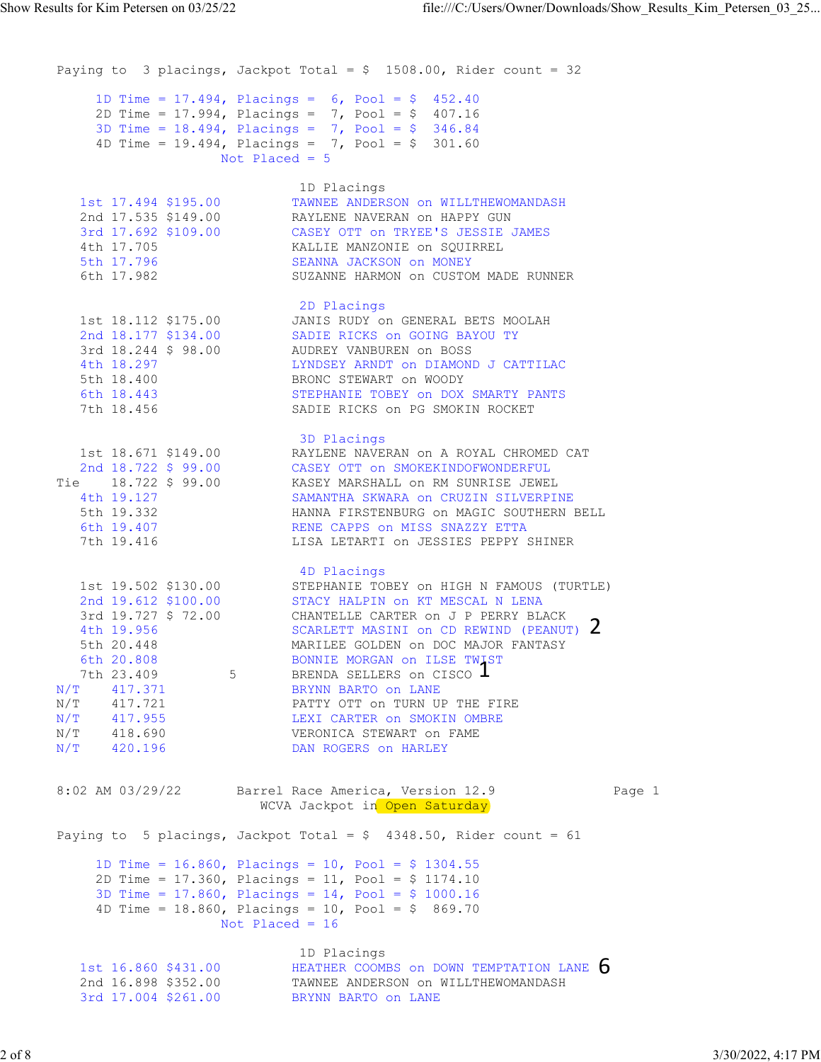Paying to 3 placings, Jackpot Total = $ 1508.00, Rider count = 32

1D Time = 17.494, Placings = 6, Pool = $ 452.40
2D Time = 17.994, Placings = 7, Pool = $ 407.16
3D Time = 18.494, Placings = 7, Pool = $ 346.84
4D Time = 19.494, Placings = 7, Pool = $ 301.60
Not Placed = 5

### 1D Placings

| Place | Time | Payout | Rider / Horse |
|---|---|---|---|
| 1st | 17.494 | $195.00 | TAWNEE ANDERSON on WILLTHEWOMANDASH |
| 2nd | 17.535 | $149.00 | RAYLENE NAVERAN on HAPPY GUN |
| 3rd | 17.692 | $109.00 | CASEY OTT on TRYEE'S JESSIE JAMES |
| 4th | 17.705 | | KALLIE MANZONIE on SQUIRREL |
| 5th | 17.796 | | SEANNA JACKSON on MONEY |
| 6th | 17.982 | | SUZANNE HARMON on CUSTOM MADE RUNNER |

### 2D Placings

| Place | Time | Payout | Rider / Horse |
|---|---|---|---|
| 1st | 18.112 | $175.00 | JANIS RUDY on GENERAL BETS MOOLAH |
| 2nd | 18.177 | $134.00 | SADIE RICKS on GOING BAYOU TY |
| 3rd | 18.244 | $ 98.00 | AUDREY VANBUREN on BOSS |
| 4th | 18.297 | | LYNDSEY ARNDT on DIAMOND J CATTILAC |
| 5th | 18.400 | | BRONC STEWART on WOODY |
| 6th | 18.443 | | STEPHANIE TOBEY on DOX SMARTY PANTS |
| 7th | 18.456 | | SADIE RICKS on PG SMOKIN ROCKET |

### 3D Placings

| Place | Time | Payout | Rider / Horse |
|---|---|---|---|
| 1st | 18.671 | $149.00 | RAYLENE NAVERAN on A ROYAL CHROMED CAT |
| 2nd | 18.722 | $ 99.00 | CASEY OTT on SMOKEKINDOFWONDERFUL |
| Tie | 18.722 | $ 99.00 | KASEY MARSHALL on RM SUNRISE JEWEL |
| 4th | 19.127 | | SAMANTHA SKWARA on CRUZIN SILVERPINE |
| 5th | 19.332 | | HANNA FIRSTENBURG on MAGIC SOUTHERN BELL |
| 6th | 19.407 | | RENE CAPPS on MISS SNAZZY ETTA |
| 7th | 19.416 | | LISA LETARTI on JESSIES PEPPY SHINER |

### 4D Placings

| Place | Time | Payout | Rider / Horse |
|---|---|---|---|
| 1st | 19.502 | $130.00 | STEPHANIE TOBEY on HIGH N FAMOUS (TURTLE) |
| 2nd | 19.612 | $100.00 | STACY HALPIN on KT MESCAL N LENA |
| 3rd | 19.727 | $ 72.00 | CHANTELLE CARTER on J P PERRY BLACK |
| 4th | 19.956 | | SCARLETT MASINI on CD REWIND (PEANUT) 2 |
| 5th | 20.448 | | MARILEE GOLDEN on DOC MAJOR FANTASY |
| 6th | 20.808 | | BONNIE MORGAN on ILSE TWIST |
| 7th | 23.409 | 5 | BRENDA SELLERS on CISCO 1 |
| N/T | 417.371 | | BRYNN BARTO on LANE |
| N/T | 417.721 | | PATTY OTT on TURN UP THE FIRE |
| N/T | 417.955 | | LEXI CARTER on SMOKIN OMBRE |
| N/T | 418.690 | | VERONICA STEWART on FAME |
| N/T | 420.196 | | DAN ROGERS on HARLEY |

8:02 AM 03/29/22 Barrel Race America, Version 12.9 Page 1

WCVA Jackpot in Open Saturday

Paying to 5 placings, Jackpot Total = $ 4348.50, Rider count = 61

1D Time = 16.860, Placings = 10, Pool = $ 1304.55
2D Time = 17.360, Placings = 11, Pool = $ 1174.10
3D Time = 17.860, Placings = 14, Pool = $ 1000.16
4D Time = 18.860, Placings = 10, Pool = $ 869.70
Not Placed = 16

### 1D Placings

| Place | Time | Payout | Rider / Horse |
|---|---|---|---|
| 1st | 16.860 | $431.00 | HEATHER COOMBS on DOWN TEMPTATION LANE 6 |
| 2nd | 16.898 | $352.00 | TAWNEE ANDERSON on WILLTHEWOMANDASH |
| 3rd | 17.004 | $261.00 | BRYNN BARTO on LANE |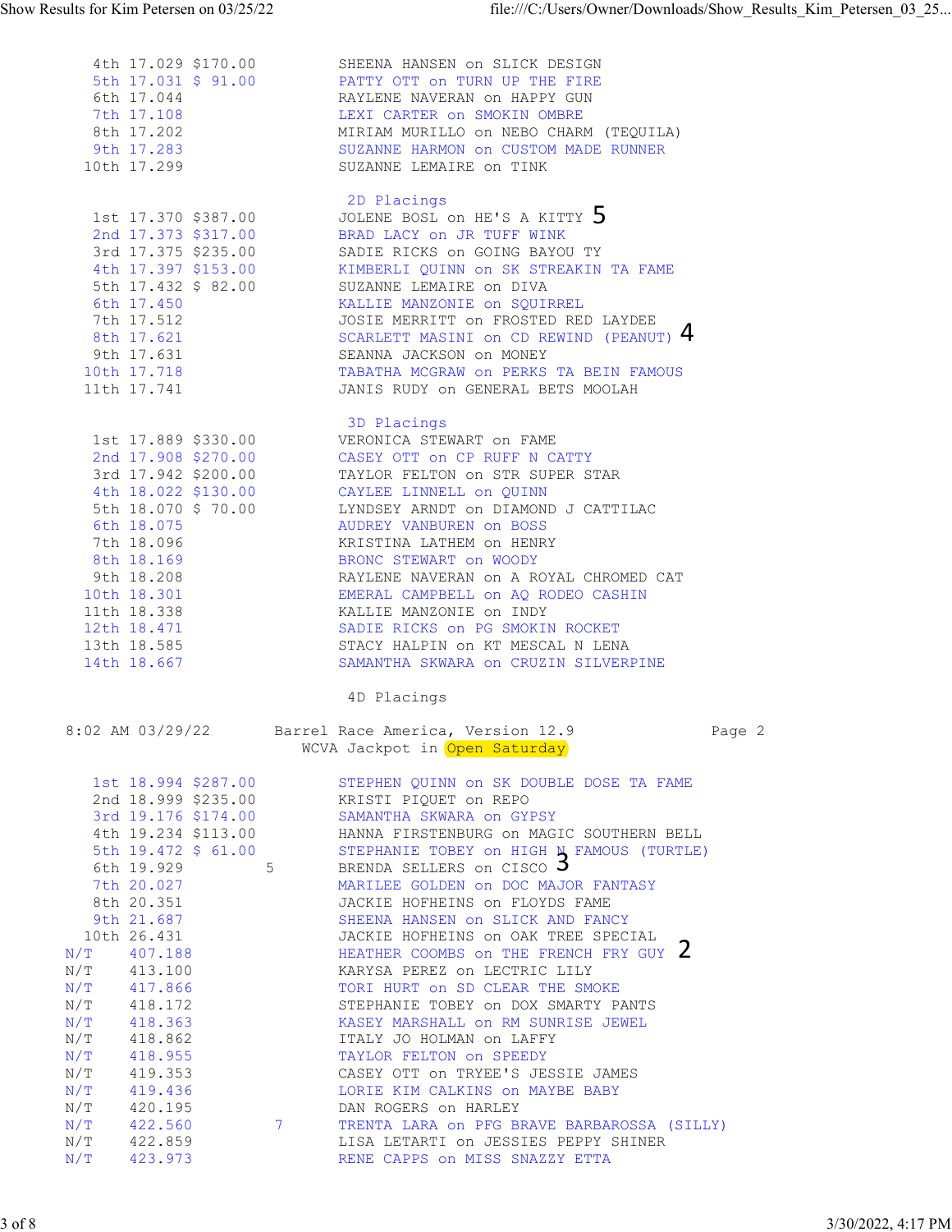| Place | Time | Payout | Rider on Horse |
|---|---|---|---|
| 4th | 17.029 | $170.00 | SHEENA HANSEN on SLICK DESIGN |
| 5th | 17.031 | $ 91.00 | PATTY OTT on TURN UP THE FIRE |
| 6th | 17.044 | | RAYLENE NAVERAN on HAPPY GUN |
| 7th | 17.108 | | LEXI CARTER on SMOKIN OMBRE |
| 8th | 17.202 | | MIRIAM MURILLO on NEBO CHARM (TEQUILA) |
| 9th | 17.283 | | SUZANNE HARMON on CUSTOM MADE RUNNER |
| 10th | 17.299 | | SUZANNE LEMAIRE on TINK |

## 2D Placings

| Place | Time | Payout | Rider on Horse |
|---|---|---|---|
| 1st | 17.370 | $387.00 | JOLENE BOSL on HE'S A KITTY 5 |
| 2nd | 17.373 | $317.00 | BRAD LACY on JR TUFF WINK |
| 3rd | 17.375 | $235.00 | SADIE RICKS on GOING BAYOU TY |
| 4th | 17.397 | $153.00 | KIMBERLI QUINN on SK STREAKIN TA FAME |
| 5th | 17.432 | $ 82.00 | SUZANNE LEMAIRE on DIVA |
| 6th | 17.450 | | KALLIE MANZONIE on SQUIRREL |
| 7th | 17.512 | | JOSIE MERRITT on FROSTED RED LAYDEE |
| 8th | 17.621 | | SCARLETT MASINI on CD REWIND (PEANUT) 4 |
| 9th | 17.631 | | SEANNA JACKSON on MONEY |
| 10th | 17.718 | | TABATHA MCGRAW on PERKS TA BEIN FAMOUS |
| 11th | 17.741 | | JANIS RUDY on GENERAL BETS MOOLAH |

## 3D Placings

| Place | Time | Payout | Rider on Horse |
|---|---|---|---|
| 1st | 17.889 | $330.00 | VERONICA STEWART on FAME |
| 2nd | 17.908 | $270.00 | CASEY OTT on CP RUFF N CATTY |
| 3rd | 17.942 | $200.00 | TAYLOR FELTON on STR SUPER STAR |
| 4th | 18.022 | $130.00 | CAYLEE LINNELL on QUINN |
| 5th | 18.070 | $ 70.00 | LYNDSEY ARNDT on DIAMOND J CATTILAC |
| 6th | 18.075 | | AUDREY VANBUREN on BOSS |
| 7th | 18.096 | | KRISTINA LATHEM on HENRY |
| 8th | 18.169 | | BRONC STEWART on WOODY |
| 9th | 18.208 | | RAYLENE NAVERAN on A ROYAL CHROMED CAT |
| 10th | 18.301 | | EMERAL CAMPBELL on AQ RODEO CASHIN |
| 11th | 18.338 | | KALLIE MANZONIE on INDY |
| 12th | 18.471 | | SADIE RICKS on PG SMOKIN ROCKET |
| 13th | 18.585 | | STACY HALPIN on KT MESCAL N LENA |
| 14th | 18.667 | | SAMANTHA SKWARA on CRUZIN SILVERPINE |

## 4D Placings

8:02 AM 03/29/22 Barrel Race America, Version 12.9

WCVA Jackpot in Open Saturday

| Place | Time | Payout | Rider on Horse |
|---|---|---|---|
| 1st | 18.994 | $287.00 | STEPHEN QUINN on SK DOUBLE DOSE TA FAME |
| 2nd | 18.999 | $235.00 | KRISTI PIQUET on REPO |
| 3rd | 19.176 | $174.00 | SAMANTHA SKWARA on GYPSY |
| 4th | 19.234 | $113.00 | HANNA FIRSTENBURG on MAGIC SOUTHERN BELL |
| 5th | 19.472 | $ 61.00 | STEPHANIE TOBEY on HIGH N FAMOUS (TURTLE) |
| 6th | 19.929 | 5 | BRENDA SELLERS on CISCO 3 |
| 7th | 20.027 | | MARILEE GOLDEN on DOC MAJOR FANTASY |
| 8th | 20.351 | | JACKIE HOFHEINS on FLOYDS FAME |
| 9th | 21.687 | | SHEENA HANSEN on SLICK AND FANCY |
| 10th | 26.431 | | JACKIE HOFHEINS on OAK TREE SPECIAL |
| N/T | 407.188 | | HEATHER COOMBS on THE FRENCH FRY GUY 2 |
| N/T | 413.100 | | KARYSA PEREZ on LECTRIC LILY |
| N/T | 417.866 | | TORI HURT on SD CLEAR THE SMOKE |
| N/T | 418.172 | | STEPHANIE TOBEY on DOX SMARTY PANTS |
| N/T | 418.363 | | KASEY MARSHALL on RM SUNRISE JEWEL |
| N/T | 418.862 | | ITALY JO HOLMAN on LAFFY |
| N/T | 418.955 | | TAYLOR FELTON on SPEEDY |
| N/T | 419.353 | | CASEY OTT on TRYEE'S JESSIE JAMES |
| N/T | 419.436 | | LORIE KIM CALKINS on MAYBE BABY |
| N/T | 420.195 | | DAN ROGERS on HARLEY |
| N/T | 422.560 | 7 | TRENTA LARA on PFG BRAVE BARBAROSSA (SILLY) |
| N/T | 422.859 | | LISA LETARTI on JESSIES PEPPY SHINER |
| N/T | 423.973 | | RENE CAPPS on MISS SNAZZY ETTA |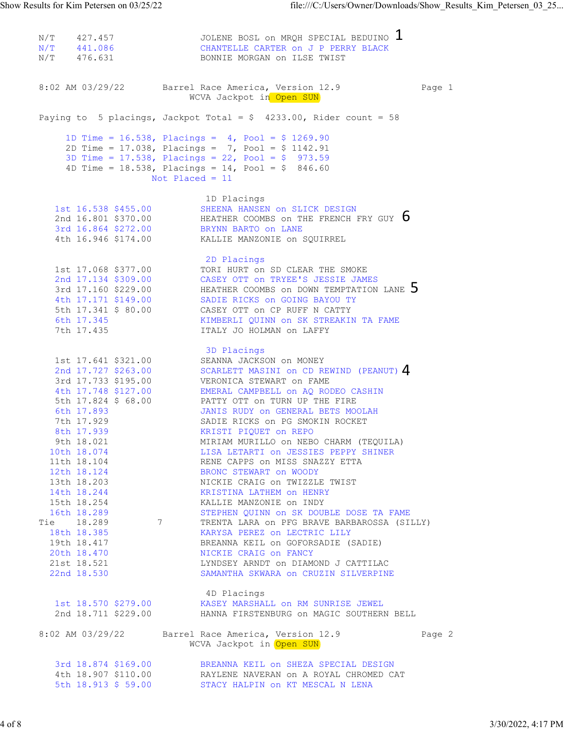| | | | |
|---|---|---|---|
| N/T | 427.457 | | JOLENE BOSL on MRQH SPECIAL BEDUINO 1 |
| N/T | 441.086 | | CHANTELLE CARTER on J P PERRY BLACK |
| N/T | 476.631 | | BONNIE MORGAN on ILSE TWIST |

8:02 AM 03/29/22 Barrel Race America, Version 12.9 Page 1

WCVA Jackpot in Open SUN

Paying to 5 placings, Jackpot Total = $ 4233.00, Rider count = 58

1D Time = 16.538, Placings = 4, Pool = $ 1269.90
2D Time = 17.038, Placings = 7, Pool = $ 1142.91
3D Time = 17.538, Placings = 22, Pool = $ 973.59
4D Time = 18.538, Placings = 14, Pool = $ 846.60
Not Placed = 11

### 1D Placings

| Place | Time | Payout | Rider |
|---|---|---|---|
| 1st | 16.538 | $455.00 | SHEENA HANSEN on SLICK DESIGN |
| 2nd | 16.801 | $370.00 | HEATHER COOMBS on THE FRENCH FRY GUY 6 |
| 3rd | 16.864 | $272.00 | BRYNN BARTO on LANE |
| 4th | 16.946 | $174.00 | KALLIE MANZONIE on SQUIRREL |

### 2D Placings

| Place | Time | Payout | Rider |
|---|---|---|---|
| 1st | 17.068 | $377.00 | TORI HURT on SD CLEAR THE SMOKE |
| 2nd | 17.134 | $309.00 | CASEY OTT on TRYEE'S JESSIE JAMES |
| 3rd | 17.160 | $229.00 | HEATHER COOMBS on DOWN TEMPTATION LANE 5 |
| 4th | 17.171 | $149.00 | SADIE RICKS on GOING BAYOU TY |
| 5th | 17.341 | $ 80.00 | CASEY OTT on CP RUFF N CATTY |
| 6th | 17.345 | | KIMBERLI QUINN on SK STREAKIN TA FAME |
| 7th | 17.435 | | ITALY JO HOLMAN on LAFFY |

### 3D Placings

| Place | Time | Payout | Rider |
|---|---|---|---|
| 1st | 17.641 | $321.00 | SEANNA JACKSON on MONEY |
| 2nd | 17.727 | $263.00 | SCARLETT MASINI on CD REWIND (PEANUT) 4 |
| 3rd | 17.733 | $195.00 | VERONICA STEWART on FAME |
| 4th | 17.748 | $127.00 | EMERAL CAMPBELL on AQ RODEO CASHIN |
| 5th | 17.824 | $ 68.00 | PATTY OTT on TURN UP THE FIRE |
| 6th | 17.893 | | JANIS RUDY on GENERAL BETS MOOLAH |
| 7th | 17.929 | | SADIE RICKS on PG SMOKIN ROCKET |
| 8th | 17.939 | | KRISTI PIQUET on REPO |
| 9th | 18.021 | | MIRIAM MURILLO on NEBO CHARM (TEQUILA) |
| 10th | 18.074 | | LISA LETARTI on JESSIES PEPPY SHINER |
| 11th | 18.104 | | RENE CAPPS on MISS SNAZZY ETTA |
| 12th | 18.124 | | BRONC STEWART on WOODY |
| 13th | 18.203 | | NICKIE CRAIG on TWIZZLE TWIST |
| 14th | 18.244 | | KRISTINA LATHEM on HENRY |
| 15th | 18.254 | | KALLIE MANZONIE on INDY |
| 16th | 18.289 | | STEPHEN QUINN on SK DOUBLE DOSE TA FAME |
| Tie | 18.289 | 7 | TRENTA LARA on PFG BRAVE BARBAROSSA (SILLY) |
| 18th | 18.385 | | KARYSA PEREZ on LECTRIC LILY |
| 19th | 18.417 | | BREANNA KEIL on GOFORSADIE (SADIE) |
| 20th | 18.470 | | NICKIE CRAIG on FANCY |
| 21st | 18.521 | | LYNDSEY ARNDT on DIAMOND J CATTILAC |
| 22nd | 18.530 | | SAMANTHA SKWARA on CRUZIN SILVERPINE |

### 4D Placings

| Place | Time | Payout | Rider |
|---|---|---|---|
| 1st | 18.570 | $279.00 | KASEY MARSHALL on RM SUNRISE JEWEL |
| 2nd | 18.711 | $229.00 | HANNA FIRSTENBURG on MAGIC SOUTHERN BELL |

8:02 AM 03/29/22 Barrel Race America, Version 12.9 Page 2

WCVA Jackpot in Open SUN

| Place | Time | Payout | Rider |
|---|---|---|---|
| 3rd | 18.874 | $169.00 | BREANNA KEIL on SHEZA SPECIAL DESIGN |
| 4th | 18.907 | $110.00 | RAYLENE NAVERAN on A ROYAL CHROMED CAT |
| 5th | 18.913 | $ 59.00 | STACY HALPIN on KT MESCAL N LENA |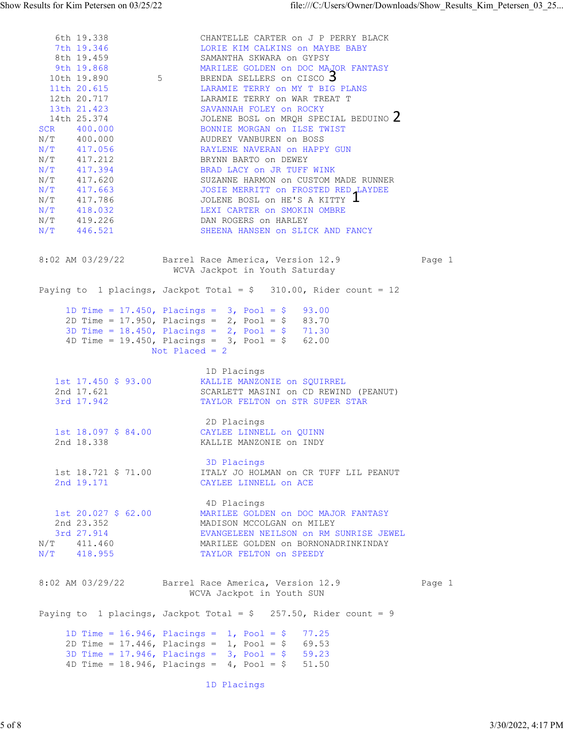| | | | |
|---|---|---|---|
| 6th | 19.338 | | CHANTELLE CARTER on J P PERRY BLACK |
| 7th | 19.346 | | LORIE KIM CALKINS on MAYBE BABY |
| 8th | 19.459 | | SAMANTHA SKWARA on GYPSY |
| 9th | 19.868 | | MARILEE GOLDEN on DOC MAJOR FANTASY |
| 10th | 19.890 | 5 | BRENDA SELLERS on CISCO 3 |
| 11th | 20.615 | | LARAMIE TERRY on MY T BIG PLANS |
| 12th | 20.717 | | LARAMIE TERRY on WAR TREAT T |
| 13th | 21.423 | | SAVANNAH FOLEY on ROCKY |
| 14th | 25.374 | | JOLENE BOSL on MRQH SPECIAL BEDUINO 2 |
| SCR | 400.000 | | BONNIE MORGAN on ILSE TWIST |
| N/T | 400.000 | | AUDREY VANBUREN on BOSS |
| N/T | 417.056 | | RAYLENE NAVERAN on HAPPY GUN |
| N/T | 417.212 | | BRYNN BARTO on DEWEY |
| N/T | 417.394 | | BRAD LACY on JR TUFF WINK |
| N/T | 417.620 | | SUZANNE HARMON on CUSTOM MADE RUNNER |
| N/T | 417.663 | | JOSIE MERRITT on FROSTED RED LAYDEE |
| N/T | 417.786 | | JOLENE BOSL on HE'S A KITTY 1 |
| N/T | 418.032 | | LEXI CARTER on SMOKIN OMBRE |
| N/T | 419.226 | | DAN ROGERS on HARLEY |
| N/T | 446.521 | | SHEENA HANSEN on SLICK AND FANCY |

8:02 AM 03/29/22 Barrel Race America, Version 12.9 Page 1

## WCVA Jackpot in Youth Saturday

Paying to 1 placings, Jackpot Total = $ 310.00, Rider count = 12

1D Time = 17.450, Placings = 3, Pool = $ 93.00
2D Time = 17.950, Placings = 2, Pool = $ 83.70
3D Time = 18.450, Placings = 2, Pool = $ 71.30
4D Time = 19.450, Placings = 3, Pool = $ 62.00
Not Placed = 2

### 1D Placings

| | | |
|---|---|---|
| 1st | 17.450 $ 93.00 | KALLIE MANZONIE on SQUIRREL |
| 2nd | 17.621 | SCARLETT MASINI on CD REWIND (PEANUT) |
| 3rd | 17.942 | TAYLOR FELTON on STR SUPER STAR |

### 2D Placings

| | | |
|---|---|---|
| 1st | 18.097 $ 84.00 | CAYLEE LINNELL on QUINN |
| 2nd | 18.338 | KALLIE MANZONIE on INDY |

### 3D Placings

| | | |
|---|---|---|
| 1st | 18.721 $ 71.00 | ITALY JO HOLMAN on CR TUFF LIL PEANUT |
| 2nd | 19.171 | CAYLEE LINNELL on ACE |

### 4D Placings

| | | |
|---|---|---|
| 1st | 20.027 $ 62.00 | MARILEE GOLDEN on DOC MAJOR FANTASY |
| 2nd | 23.352 | MADISON MCCOLGAN on MILEY |
| 3rd | 27.914 | EVANGELEEN NEILSON on RM SUNRISE JEWEL |
| N/T | 411.460 | MARILEE GOLDEN on BORNONADRINKINDAY |
| N/T | 418.955 | TAYLOR FELTON on SPEEDY |

8:02 AM 03/29/22 Barrel Race America, Version 12.9 Page 1

## WCVA Jackpot in Youth SUN

Paying to 1 placings, Jackpot Total = $ 257.50, Rider count = 9

1D Time = 16.946, Placings = 1, Pool = $ 77.25
2D Time = 17.446, Placings = 1, Pool = $ 69.53
3D Time = 17.946, Placings = 3, Pool = $ 59.23
4D Time = 18.946, Placings = 4, Pool = $ 51.50

### 1D Placings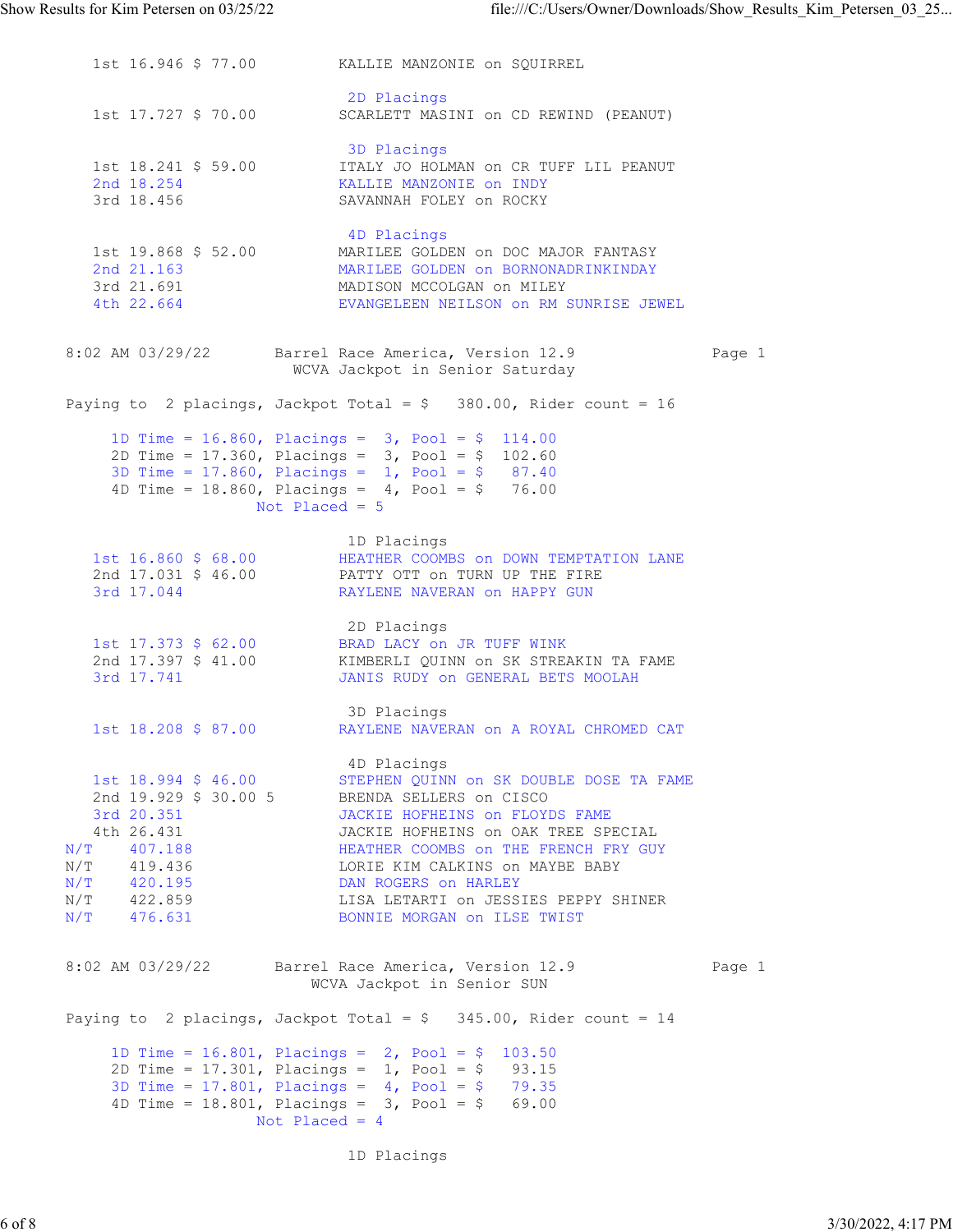```
   1st 16.946 $ 77.00         KALLIE MANZONIE on SQUIRREL

                               2D Placings
   1st 17.727 $ 70.00         SCARLETT MASINI on CD REWIND (PEANUT)

                               3D Placings
   1st 18.241 $ 59.00         ITALY JO HOLMAN on CR TUFF LIL PEANUT
   2nd 18.254                 KALLIE MANZONIE on INDY
   3rd 18.456                 SAVANNAH FOLEY on ROCKY

                               4D Placings
   1st 19.868 $ 52.00         MARILEE GOLDEN on DOC MAJOR FANTASY
   2nd 21.163                 MARILEE GOLDEN on BORNONADRINKINDAY
   3rd 21.691                 MADISON MCCOLGAN on MILEY
   4th 22.664                 EVANGELEEN NEILSON on RM SUNRISE JEWEL
```

```
8:02 AM 03/29/22       Barrel Race America, Version 12.9              Page 1
                         WCVA Jackpot in Senior Saturday

Paying to  2 placings, Jackpot Total = $   380.00, Rider count = 16

     1D Time = 16.860, Placings =  3, Pool = $  114.00
     2D Time = 17.360, Placings =  3, Pool = $  102.60
     3D Time = 17.860, Placings =  1, Pool = $   87.40
     4D Time = 18.860, Placings =  4, Pool = $   76.00
                    Not Placed = 5

                               1D Placings
   1st 16.860 $ 68.00         HEATHER COOMBS on DOWN TEMPTATION LANE
   2nd 17.031 $ 46.00         PATTY OTT on TURN UP THE FIRE
   3rd 17.044                 RAYLENE NAVERAN on HAPPY GUN

                               2D Placings
   1st 17.373 $ 62.00         BRAD LACY on JR TUFF WINK
   2nd 17.397 $ 41.00         KIMBERLI QUINN on SK STREAKIN TA FAME
   3rd 17.741                 JANIS RUDY on GENERAL BETS MOOLAH

                               3D Placings
   1st 18.208 $ 87.00         RAYLENE NAVERAN on A ROYAL CHROMED CAT

                               4D Placings
   1st 18.994 $ 46.00         STEPHEN QUINN on SK DOUBLE DOSE TA FAME
   2nd 19.929 $ 30.00 5       BRENDA SELLERS on CISCO
   3rd 20.351                 JACKIE HOFHEINS on FLOYDS FAME
   4th 26.431                 JACKIE HOFHEINS on OAK TREE SPECIAL
N/T    407.188                HEATHER COOMBS on THE FRENCH FRY GUY
N/T    419.436                LORIE KIM CALKINS on MAYBE BABY
N/T    420.195                DAN ROGERS on HARLEY
N/T    422.859                LISA LETARTI on JESSIES PEPPY SHINER
N/T    476.631                BONNIE MORGAN on ILSE TWIST
```

```
8:02 AM 03/29/22       Barrel Race America, Version 12.9              Page 1
                            WCVA Jackpot in Senior SUN

Paying to  2 placings, Jackpot Total = $   345.00, Rider count = 14

     1D Time = 16.801, Placings =  2, Pool = $  103.50
     2D Time = 17.301, Placings =  1, Pool = $   93.15
     3D Time = 17.801, Placings =  4, Pool = $   79.35
     4D Time = 18.801, Placings =  3, Pool = $   69.00
                    Not Placed = 4

                               1D Placings
```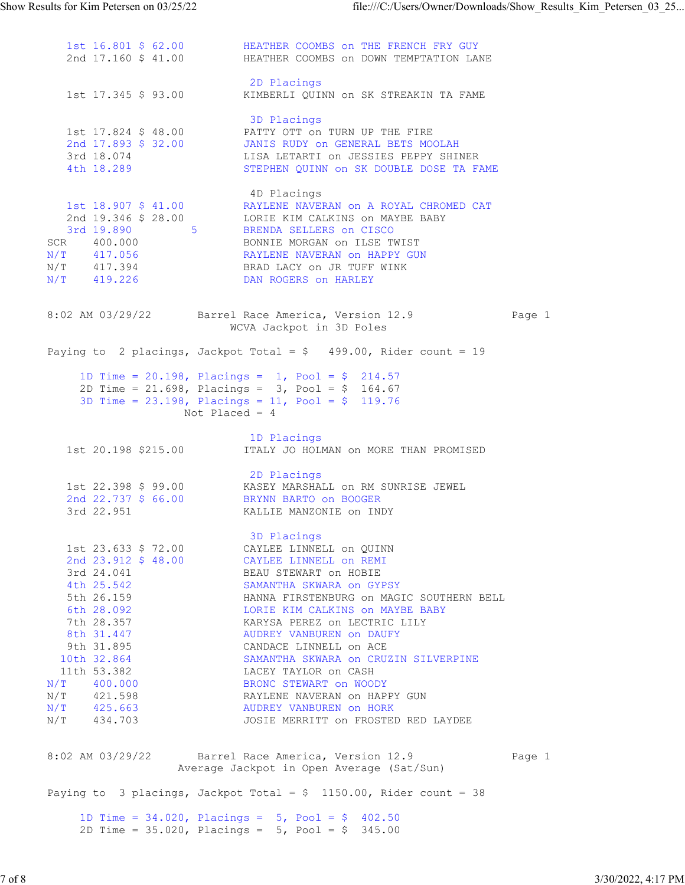```
   1st 16.801 $ 62.00         HEATHER COOMBS on THE FRENCH FRY GUY
   2nd 17.160 $ 41.00         HEATHER COOMBS on DOWN TEMPTATION LANE

                               2D Placings
   1st 17.345 $ 93.00         KIMBERLI QUINN on SK STREAKIN TA FAME

                               3D Placings
   1st 17.824 $ 48.00         PATTY OTT on TURN UP THE FIRE
   2nd 17.893 $ 32.00         JANIS RUDY on GENERAL BETS MOOLAH
   3rd 18.074                 LISA LETARTI on JESSIES PEPPY SHINER
   4th 18.289                 STEPHEN QUINN on SK DOUBLE DOSE TA FAME

                               4D Placings
   1st 18.907 $ 41.00         RAYLENE NAVERAN on A ROYAL CHROMED CAT
   2nd 19.346 $ 28.00         LORIE KIM CALKINS on MAYBE BABY
   3rd 19.890         5       BRENDA SELLERS on CISCO
SCR    400.000                BONNIE MORGAN on ILSE TWIST
N/T    417.056                RAYLENE NAVERAN on HAPPY GUN
N/T    417.394                BRAD LACY on JR TUFF WINK
N/T    419.226                DAN ROGERS on HARLEY
```

```
8:02 AM 03/29/22       Barrel Race America, Version 12.9             Page 1
                          WCVA Jackpot in 3D Poles

Paying to  2 placings, Jackpot Total = $   499.00, Rider count = 19

     1D Time = 20.198, Placings =  1, Pool = $  214.57
     2D Time = 21.698, Placings =  3, Pool = $  164.67
     3D Time = 23.198, Placings = 11, Pool = $  119.76
                      Not Placed = 4

                               1D Placings
   1st 20.198 $215.00         ITALY JO HOLMAN on MORE THAN PROMISED

                               2D Placings
   1st 22.398 $ 99.00         KASEY MARSHALL on RM SUNRISE JEWEL
   2nd 22.737 $ 66.00         BRYNN BARTO on BOOGER
   3rd 22.951                 KALLIE MANZONIE on INDY

                               3D Placings
   1st 23.633 $ 72.00         CAYLEE LINNELL on QUINN
   2nd 23.912 $ 48.00         CAYLEE LINNELL on REMI
   3rd 24.041                 BEAU STEWART on HOBIE
   4th 25.542                 SAMANTHA SKWARA on GYPSY
   5th 26.159                 HANNA FIRSTENBURG on MAGIC SOUTHERN BELL
   6th 28.092                 LORIE KIM CALKINS on MAYBE BABY
   7th 28.357                 KARYSA PEREZ on LECTRIC LILY
   8th 31.447                 AUDREY VANBUREN on DAUFY
   9th 31.895                 CANDACE LINNELL on ACE
  10th 32.864                 SAMANTHA SKWARA on CRUZIN SILVERPINE
  11th 53.382                 LACEY TAYLOR on CASH
N/T    400.000                BRONC STEWART on WOODY
N/T    421.598                RAYLENE NAVERAN on HAPPY GUN
N/T    425.663                AUDREY VANBUREN on HORK
N/T    434.703                JOSIE MERRITT on FROSTED RED LAYDEE
```

```
8:02 AM 03/29/22       Barrel Race America, Version 12.9             Page 1
                    Average Jackpot in Open Average (Sat/Sun)

Paying to  3 placings, Jackpot Total = $  1150.00, Rider count = 38

     1D Time = 34.020, Placings =  5, Pool = $  402.50
     2D Time = 35.020, Placings =  5, Pool = $  345.00
```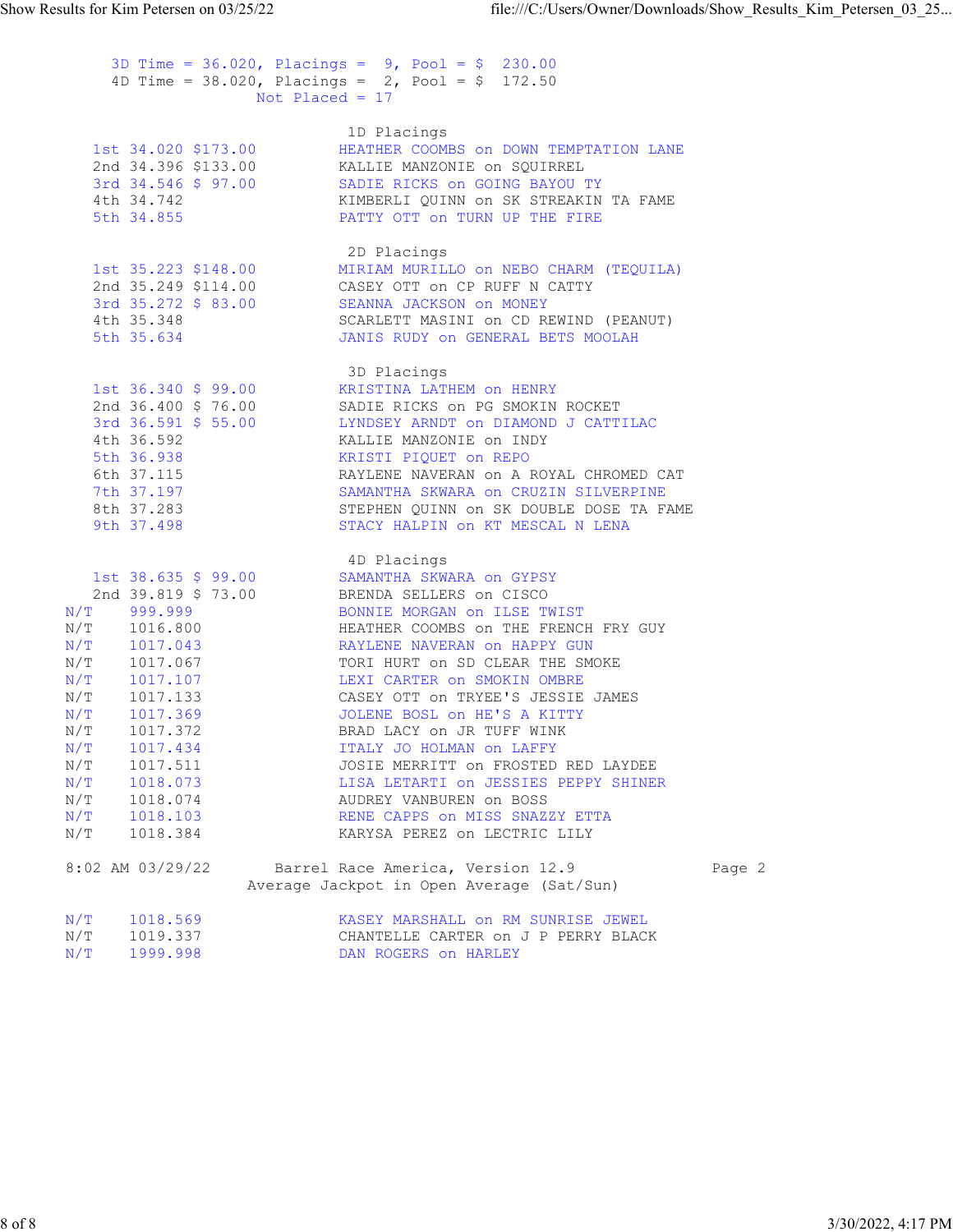3D Time = 36.020, Placings = 9, Pool = $ 230.00
4D Time = 38.020, Placings = 2, Pool = $ 172.50
Not Placed = 17

### 1D Placings

| | | | |
|---|---|---|---|
| 1st | 34.020 | $173.00 | HEATHER COOMBS on DOWN TEMPTATION LANE |
| 2nd | 34.396 | $133.00 | KALLIE MANZONIE on SQUIRREL |
| 3rd | 34.546 | $ 97.00 | SADIE RICKS on GOING BAYOU TY |
| 4th | 34.742 | | KIMBERLI QUINN on SK STREAKIN TA FAME |
| 5th | 34.855 | | PATTY OTT on TURN UP THE FIRE |

### 2D Placings

| | | | |
|---|---|---|---|
| 1st | 35.223 | $148.00 | MIRIAM MURILLO on NEBO CHARM (TEQUILA) |
| 2nd | 35.249 | $114.00 | CASEY OTT on CP RUFF N CATTY |
| 3rd | 35.272 | $ 83.00 | SEANNA JACKSON on MONEY |
| 4th | 35.348 | | SCARLETT MASINI on CD REWIND (PEANUT) |
| 5th | 35.634 | | JANIS RUDY on GENERAL BETS MOOLAH |

### 3D Placings

| | | | |
|---|---|---|---|
| 1st | 36.340 | $ 99.00 | KRISTINA LATHEM on HENRY |
| 2nd | 36.400 | $ 76.00 | SADIE RICKS on PG SMOKIN ROCKET |
| 3rd | 36.591 | $ 55.00 | LYNDSEY ARNDT on DIAMOND J CATTILAC |
| 4th | 36.592 | | KALLIE MANZONIE on INDY |
| 5th | 36.938 | | KRISTI PIQUET on REPO |
| 6th | 37.115 | | RAYLENE NAVERAN on A ROYAL CHROMED CAT |
| 7th | 37.197 | | SAMANTHA SKWARA on CRUZIN SILVERPINE |
| 8th | 37.283 | | STEPHEN QUINN on SK DOUBLE DOSE TA FAME |
| 9th | 37.498 | | STACY HALPIN on KT MESCAL N LENA |

### 4D Placings

| | | | |
|---|---|---|---|
| 1st | 38.635 | $ 99.00 | SAMANTHA SKWARA on GYPSY |
| 2nd | 39.819 | $ 73.00 | BRENDA SELLERS on CISCO |
| N/T | 999.999 | | BONNIE MORGAN on ILSE TWIST |
| N/T | 1016.800 | | HEATHER COOMBS on THE FRENCH FRY GUY |
| N/T | 1017.043 | | RAYLENE NAVERAN on HAPPY GUN |
| N/T | 1017.067 | | TORI HURT on SD CLEAR THE SMOKE |
| N/T | 1017.107 | | LEXI CARTER on SMOKIN OMBRE |
| N/T | 1017.133 | | CASEY OTT on TRYEE'S JESSIE JAMES |
| N/T | 1017.369 | | JOLENE BOSL on HE'S A KITTY |
| N/T | 1017.372 | | BRAD LACY on JR TUFF WINK |
| N/T | 1017.434 | | ITALY JO HOLMAN on LAFFY |
| N/T | 1017.511 | | JOSIE MERRITT on FROSTED RED LAYDEE |
| N/T | 1018.073 | | LISA LETARTI on JESSIES PEPPY SHINER |
| N/T | 1018.074 | | AUDREY VANBUREN on BOSS |
| N/T | 1018.103 | | RENE CAPPS on MISS SNAZZY ETTA |
| N/T | 1018.384 | | KARYSA PEREZ on LECTRIC LILY |
| N/T | 1018.569 | | KASEY MARSHALL on RM SUNRISE JEWEL |
| N/T | 1019.337 | | CHANTELLE CARTER on J P PERRY BLACK |
| N/T | 1999.998 | | DAN ROGERS on HARLEY |